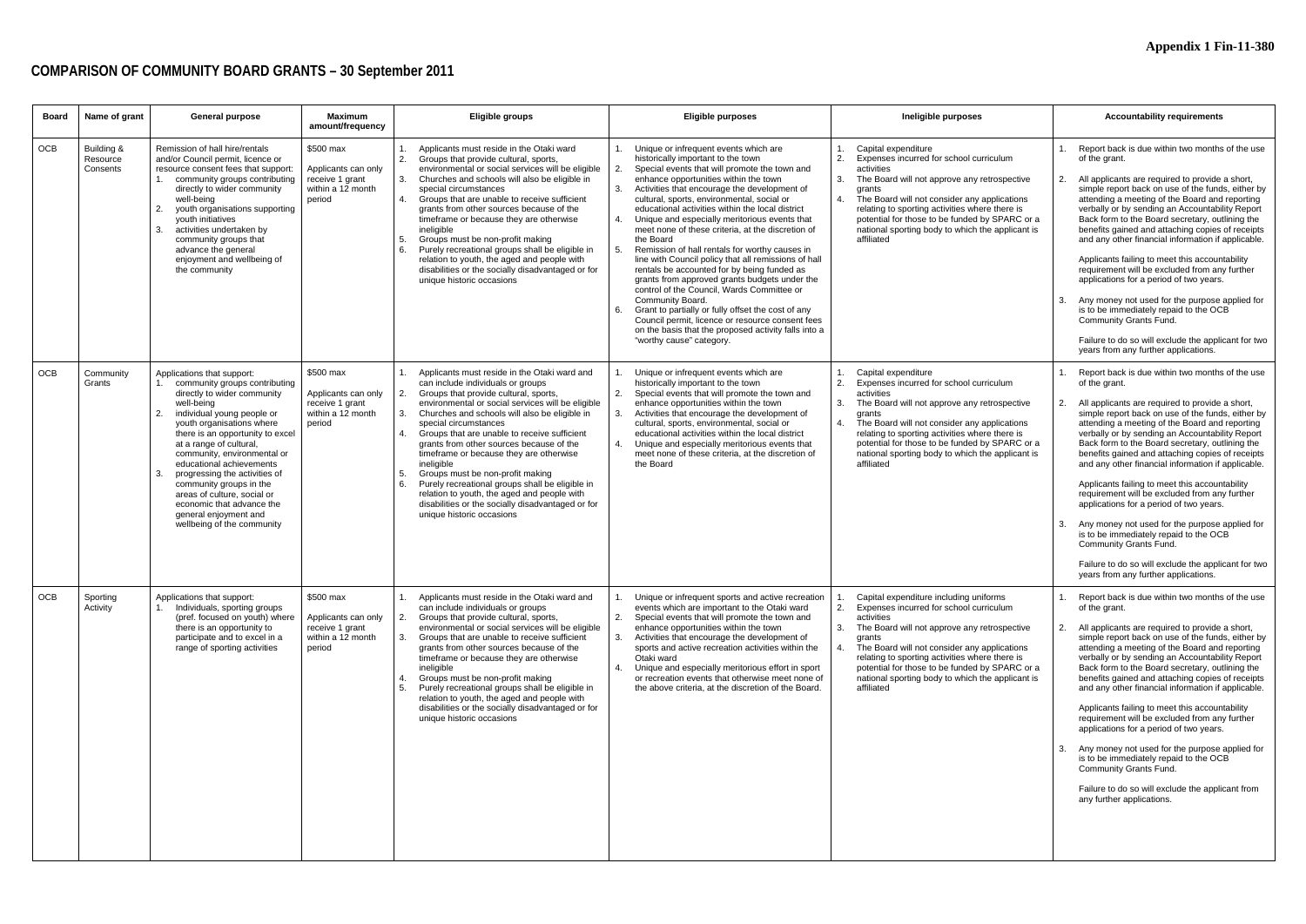Appendix 1 Fin-11-380

# COMPARISON OF COMMUNITY BOARD GRANTS – 30 September 2011

| Board | Name of grant | General purpose | Maximum amount/frequency | Eligible groups | Eligible purposes | Ineligible purposes | Accountability requirements |
|---|---|---|---|---|---|---|---|
| OCB | Building & Resource Consents | Remission of hall hire/rentals and/or Council permit, licence or resource consent fees that support: 1. community groups contributing directly to wider community well-being 2. youth organisations supporting youth initiatives 3. activities undertaken by community groups that advance the general enjoyment and wellbeing of the community | $500 max Applicants can only receive 1 grant within a 12 month period | 1. Applicants must reside in the Otaki ward 2. Groups that provide cultural, sports, environmental or social services will be eligible 3. Churches and schools will also be eligible in special circumstances 4. Groups that are unable to receive sufficient grants from other sources because of the timeframe or because they are otherwise ineligible 5. Groups must be non-profit making 6. Purely recreational groups shall be eligible in relation to youth, the aged and people with disabilities or the socially disadvantaged or for unique historic occasions | 1. Unique or infrequent events which are historically important to the town 2. Special events that will promote the town and enhance opportunities within the town 3. Activities that encourage the development of cultural, sports, environmental, social or educational activities within the local district 4. Unique and especially meritorious events that meet none of these criteria, at the discretion of the Board 5. Remission of hall rentals for worthy causes in line with Council policy that all remissions of hall rentals be accounted for by being funded as grants from approved grants budgets under the control of the Council, Wards Committee or Community Board. 6. Grant to partially or fully offset the cost of any Council permit, licence or resource consent fees on the basis that the proposed activity falls into a "worthy cause" category. | 1. Capital expenditure 2. Expenses incurred for school curriculum activities 3. The Board will not approve any retrospective grants 4. The Board will not consider any applications relating to sporting activities where there is potential for those to be funded by SPARC or a national sporting body to which the applicant is affiliated | 1. Report back is due within two months of the use of the grant. 2. All applicants are required to provide a short, simple report back on use of the funds, either by attending a meeting of the Board and reporting verbally or by sending an Accountability Report Back form to the Board secretary, outlining the benefits gained and attaching copies of receipts and any other financial information if applicable. Applicants failing to meet this accountability requirement will be excluded from any further applications for a period of two years. 3. Any money not used for the purpose applied for is to be immediately repaid to the OCB Community Grants Fund. Failure to do so will exclude the applicant for two years from any further applications. |
| OCB | Community Grants | Applications that support: 1. community groups contributing directly to wider community well-being 2. individual young people or youth organisations where there is an opportunity to excel at a range of cultural, community, environmental or educational achievements 3. progressing the activities of community groups in the areas of culture, social or economic that advance the general enjoyment and wellbeing of the community | $500 max Applicants can only receive 1 grant within a 12 month period | 1. Applicants must reside in the Otaki ward and can include individuals or groups 2. Groups that provide cultural, sports, environmental or social services will be eligible 3. Churches and schools will also be eligible in special circumstances 4. Groups that are unable to receive sufficient grants from other sources because of the timeframe or because they are otherwise ineligible 5. Groups must be non-profit making 6. Purely recreational groups shall be eligible in relation to youth, the aged and people with disabilities or the socially disadvantaged or for unique historic occasions | 1. Unique or infrequent events which are historically important to the town 2. Special events that will promote the town and enhance opportunities within the town 3. Activities that encourage the development of cultural, sports, environmental, social or educational activities within the local district 4. Unique and especially meritorious events that meet none of these criteria, at the discretion of the Board | 1. Capital expenditure 2. Expenses incurred for school curriculum activities 3. The Board will not approve any retrospective grants 4. The Board will not consider any applications relating to sporting activities where there is potential for those to be funded by SPARC or a national sporting body to which the applicant is affiliated | 1. Report back is due within two months of the use of the grant. 2. All applicants are required to provide a short, simple report back on use of the funds, either by attending a meeting of the Board and reporting verbally or by sending an Accountability Report Back form to the Board secretary, outlining the benefits gained and attaching copies of receipts and any other financial information if applicable. Applicants failing to meet this accountability requirement will be excluded from any further applications for a period of two years. 3. Any money not used for the purpose applied for is to be immediately repaid to the OCB Community Grants Fund. Failure to do so will exclude the applicant for two years from any further applications. |
| OCB | Sporting Activity | Applications that support: 1. Individuals, sporting groups (pref. focused on youth) where there is an opportunity to participate and to excel in a range of sporting activities | $500 max Applicants can only receive 1 grant within a 12 month period | 1. Applicants must reside in the Otaki ward and can include individuals or groups 2. Groups that provide cultural, sports, environmental or social services will be eligible 3. Groups that are unable to receive sufficient grants from other sources because of the timeframe or because they are otherwise ineligible 4. Groups must be non-profit making 5. Purely recreational groups shall be eligible in relation to youth, the aged and people with disabilities or the socially disadvantaged or for unique historic occasions | 1. Unique or infrequent sports and active recreation events which are important to the Otaki ward 2. Special events that will promote the town and enhance opportunities within the town 3. Activities that encourage the development of sports and active recreation activities within the Otaki ward 4. Unique and especially meritorious effort in sport or recreation events that otherwise meet none of the above criteria, at the discretion of the Board. | 1. Capital expenditure including uniforms 2. Expenses incurred for school curriculum activities 3. The Board will not approve any retrospective grants 4. The Board will not consider any applications relating to sporting activities where there is potential for those to be funded by SPARC or a national sporting body to which the applicant is affiliated | 1. Report back is due within two months of the use of the grant. 2. All applicants are required to provide a short, simple report back on use of the funds, either by attending a meeting of the Board and reporting verbally or by sending an Accountability Report Back form to the Board secretary, outlining the benefits gained and attaching copies of receipts and any other financial information if applicable. Applicants failing to meet this accountability requirement will be excluded from any further applications for a period of two years. 3. Any money not used for the purpose applied for is to be immediately repaid to the OCB Community Grants Fund. Failure to do so will exclude the applicant from any further applications. |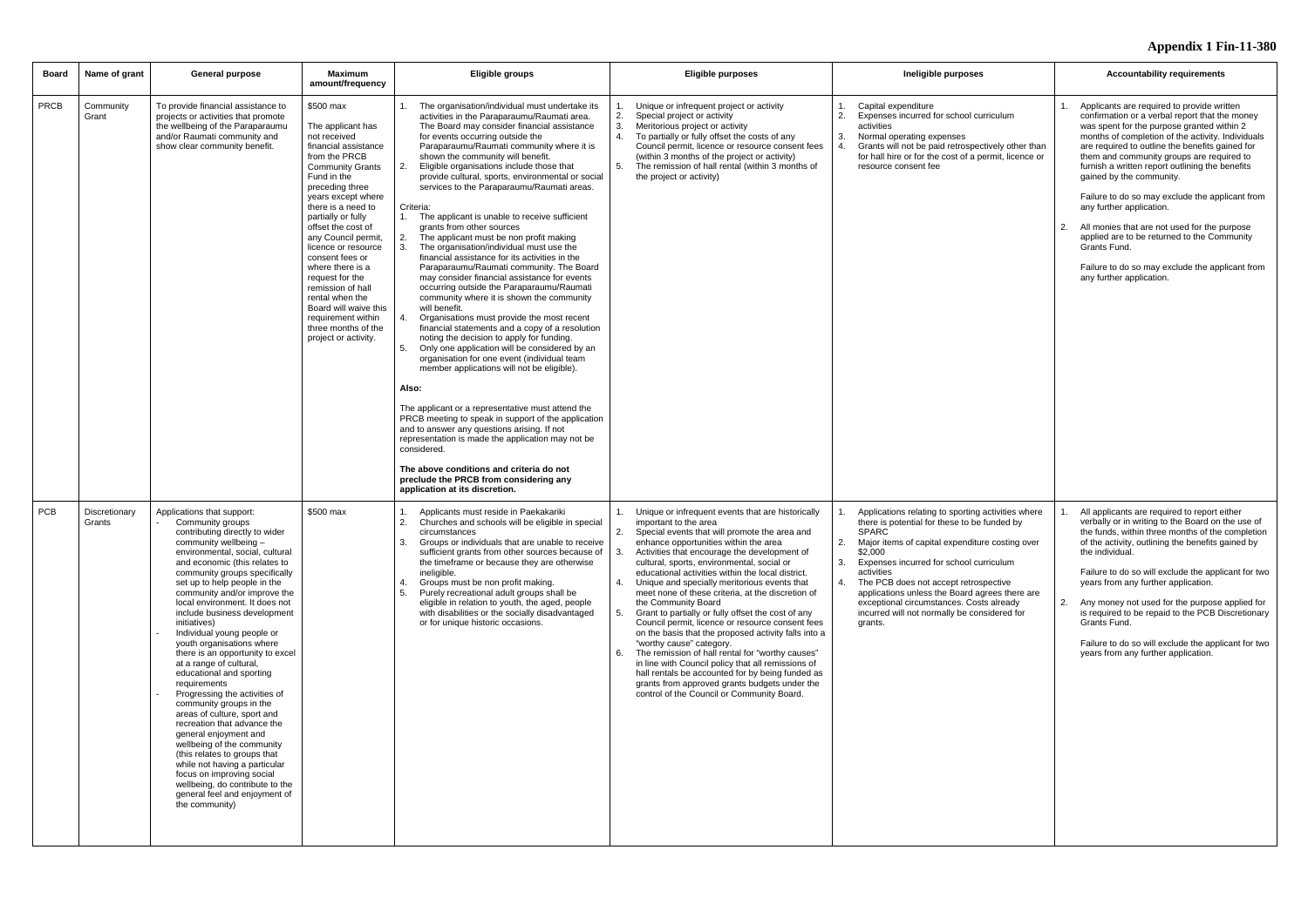# Appendix 1 Fin-11-380

| Board | Name of grant | General purpose | Maximum amount/frequency | Eligible groups | Eligible purposes | Ineligible purposes | Accountability requirements |
|---|---|---|---|---|---|---|---|
| PRCB | Community Grant | To provide financial assistance to projects or activities that promote the wellbeing of the Paraparaumu and/or Raumati community and show clear community benefit. | $500 max<br><br>The applicant has not received financial assistance from the PRCB Community Grants Fund in the preceding three years except where there is a need to partially or fully offset the cost of any Council permit, licence or resource consent fees or where there is a request for the remission of hall rental when the Board will waive this requirement within three months of the project or activity. | 1. The organisation/individual must undertake its activities in the Paraparaumu/Raumati area. The Board may consider financial assistance for events occurring outside the Paraparaumu/Raumati community where it is shown the community will benefit.<br>2. Eligible organisations include those that provide cultural, sports, environmental or social services to the Paraparaumu/Raumati areas.<br><br>Criteria:<br>1. The applicant is unable to receive sufficient grants from other sources<br>2. The applicant must be non profit making<br>3. The organisation/individual must use the financial assistance for its activities in the Paraparaumu/Raumati community. The Board may consider financial assistance for events occurring outside the Paraparaumu/Raumati community where it is shown the community will benefit.<br>4. Organisations must provide the most recent financial statements and a copy of a resolution noting the decision to apply for funding.<br>5. Only one application will be considered by an organisation for one event (individual team member applications will not be eligible).<br><br>**Also:**<br><br>The applicant or a representative must attend the PRCB meeting to speak in support of the application and to answer any questions arising. If not representation is made the application may not be considered.<br><br>**The above conditions and criteria do not preclude the PRCB from considering any application at its discretion.** | 1. Unique or infrequent project or activity<br>2. Special project or activity<br>3. Meritorious project or activity<br>4. To partially or fully offset the costs of any Council permit, licence or resource consent fees (within 3 months of the project or activity)<br>5. The remission of hall rental (within 3 months of the project or activity) | 1. Capital expenditure<br>2. Expenses incurred for school curriculum activities<br>3. Normal operating expenses<br>4. Grants will not be paid retrospectively other than for hall hire or for the cost of a permit, licence or resource consent fee | 1. Applicants are required to provide written confirmation or a verbal report that the money was spent for the purpose granted within 2 months of completion of the activity. Individuals are required to outline the benefits gained for them and community groups are required to furnish a written report outlining the benefits gained by the community.<br><br>Failure to do so may exclude the applicant from any further application.<br><br>2. All monies that are not used for the purpose applied are to be returned to the Community Grants Fund.<br><br>Failure to do so may exclude the applicant from any further application. |
| PCB | Discretionary Grants | Applications that support:<br>- Community groups contributing directly to wider community wellbeing – environmental, social, cultural and economic (this relates to community groups specifically set up to help people in the community and/or improve the local environment. It does not include business development initiatives)<br>- Individual young people or youth organisations where there is an opportunity to excel at a range of cultural, educational and sporting requirements<br>- Progressing the activities of community groups in the areas of culture, sport and recreation that advance the general enjoyment and wellbeing of the community (this relates to groups that while not having a particular focus on improving social wellbeing, do contribute to the general feel and enjoyment of the community) | $500 max | 1. Applicants must reside in Paekakariki<br>2. Churches and schools will be eligible in special circumstances<br>3. Groups or individuals that are unable to receive sufficient grants from other sources because of the timeframe or because they are otherwise ineligible.<br>4. Groups must be non profit making.<br>5. Purely recreational adult groups shall be eligible in relation to youth, the aged, people with disabilities or the socially disadvantaged or for unique historic occasions. | 1. Unique or infrequent events that are historically important to the area<br>2. Special events that will promote the area and enhance opportunities within the area<br>3. Activities that encourage the development of cultural, sports, environmental, social or educational activities within the local district.<br>4. Unique and specially meritorious events that meet none of these criteria, at the discretion of the Community Board<br>5. Grant to partially or fully offset the cost of any Council permit, licence or resource consent fees on the basis that the proposed activity falls into a "worthy cause" category.<br>6. The remission of hall rental for "worthy causes" in line with Council policy that all remissions of hall rentals be accounted for by being funded as grants from approved grants budgets under the control of the Council or Community Board. | 1. Applications relating to sporting activities where there is potential for these to be funded by SPARC<br>2. Major items of capital expenditure costing over $2,000<br>3. Expenses incurred for school curriculum activities<br>4. The PCB does not accept retrospective applications unless the Board agrees there are exceptional circumstances. Costs already incurred will not normally be considered for grants. | 1. All applicants are required to report either verbally or in writing to the Board on the use of the funds, within three months of the completion of the activity, outlining the benefits gained by the individual.<br><br>Failure to do so will exclude the applicant for two years from any further application.<br><br>2. Any money not used for the purpose applied for is required to be repaid to the PCB Discretionary Grants Fund.<br><br>Failure to do so will exclude the applicant for two years from any further application. |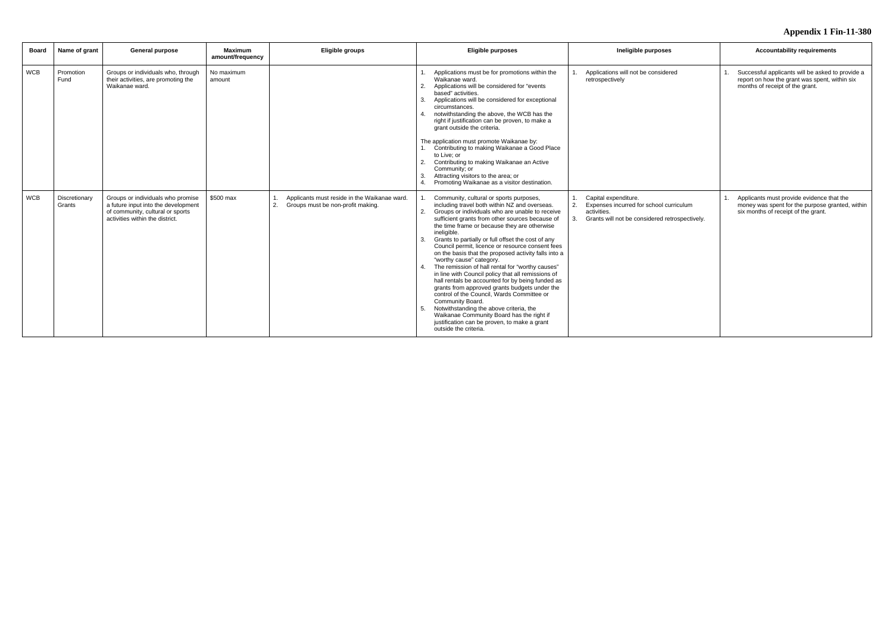**Appendix 1 Fin-11-380**

| Board | Name of grant | General purpose | Maximum amount/frequency | Eligible groups | Eligible purposes | Ineligible purposes | Accountability requirements |
|---|---|---|---|---|---|---|---|
| WCB | Promotion Fund | Groups or individuals who, through their activities, are promoting the Waikanae ward. | No maximum amount | | 1. Applications must be for promotions within the Waikanae ward.<br>2. Applications will be considered for "events based" activities.<br>3. Applications will be considered for exceptional circumstances.<br>4. notwithstanding the above, the WCB has the right if justification can be proven, to make a grant outside the criteria.<br><br>The application must promote Waikanae by:<br>1. Contributing to making Waikanae a Good Place to Live; or<br>2. Contributing to making Waikanae an Active Community; or<br>3. Attracting visitors to the area; or<br>4. Promoting Waikanae as a visitor destination. | 1. Applications will not be considered retrospectively | 1. Successful applicants will be asked to provide a report on how the grant was spent, within six months of receipt of the grant. |
| WCB | Discretionary Grants | Groups or individuals who promise a future input into the development of community, cultural or sports activities within the district. | $500 max | 1. Applicants must reside in the Waikanae ward.<br>2. Groups must be non-profit making. | 1. Community, cultural or sports purposes, including travel both within NZ and overseas.<br>2. Groups or individuals who are unable to receive sufficient grants from other sources because of the time frame or because they are otherwise ineligible.<br>3. Grants to partially or full offset the cost of any Council permit, licence or resource consent fees on the basis that the proposed activity falls into a "worthy cause" category.<br>4. The remission of hall rental for "worthy causes" in line with Council policy that all remissions of hall rentals be accounted for by being funded as grants from approved grants budgets under the control of the Council, Wards Committee or Community Board.<br>5. Notwithstanding the above criteria, the Waikanae Community Board has the right if justification can be proven, to make a grant outside the criteria. | 1. Capital expenditure.<br>2. Expenses incurred for school curriculum activities.<br>3. Grants will not be considered retrospectively. | 1. Applicants must provide evidence that the money was spent for the purpose granted, within six months of receipt of the grant. |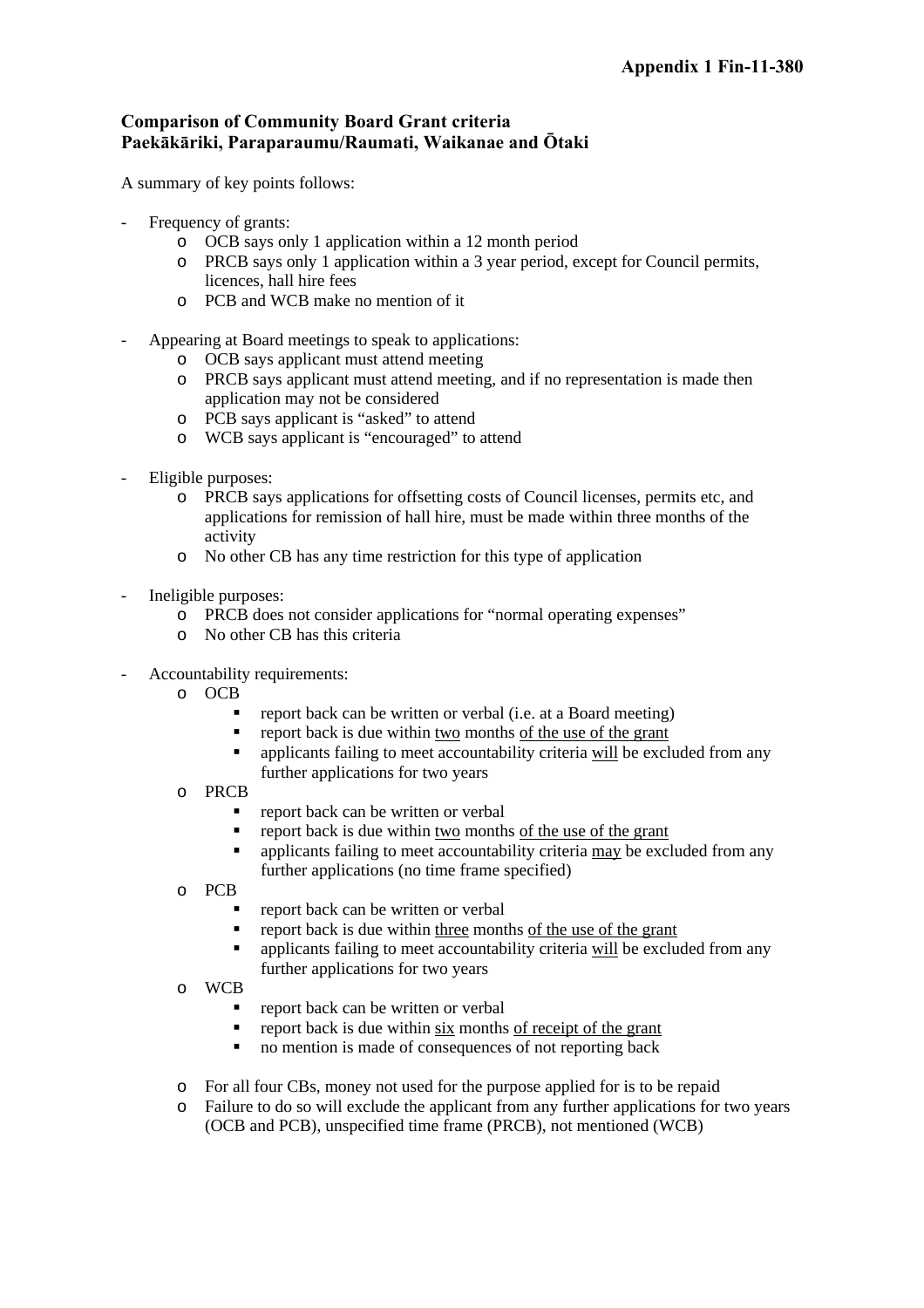**Appendix 1 Fin-11-380**

**Comparison of Community Board Grant criteria**
**Paekākāriki, Paraparaumu/Raumati, Waikanae and Ōtaki**

A summary of key points follows:

- Frequency of grants:
  - OCB says only 1 application within a 12 month period
  - PRCB says only 1 application within a 3 year period, except for Council permits, licences, hall hire fees
  - PCB and WCB make no mention of it

- Appearing at Board meetings to speak to applications:
  - OCB says applicant must attend meeting
  - PRCB says applicant must attend meeting, and if no representation is made then application may not be considered
  - PCB says applicant is "asked" to attend
  - WCB says applicant is "encouraged" to attend

- Eligible purposes:
  - PRCB says applications for offsetting costs of Council licenses, permits etc, and applications for remission of hall hire, must be made within three months of the activity
  - No other CB has any time restriction for this type of application

- Ineligible purposes:
  - PRCB does not consider applications for "normal operating expenses"
  - No other CB has this criteria

- Accountability requirements:
  - OCB
    - report back can be written or verbal (i.e. at a Board meeting)
    - report back is due within <u>two</u> months <u>of the use of the grant</u>
    - applicants failing to meet accountability criteria <u>will</u> be excluded from any further applications for two years
  - PRCB
    - report back can be written or verbal
    - report back is due within <u>two</u> months <u>of the use of the grant</u>
    - applicants failing to meet accountability criteria <u>may</u> be excluded from any further applications (no time frame specified)
  - PCB
    - report back can be written or verbal
    - report back is due within <u>three</u> months <u>of the use of the grant</u>
    - applicants failing to meet accountability criteria <u>will</u> be excluded from any further applications for two years
  - WCB
    - report back can be written or verbal
    - report back is due within <u>six</u> months <u>of receipt of the grant</u>
    - no mention is made of consequences of not reporting back

  - For all four CBs, money not used for the purpose applied for is to be repaid
  - Failure to do so will exclude the applicant from any further applications for two years (OCB and PCB), unspecified time frame (PRCB), not mentioned (WCB)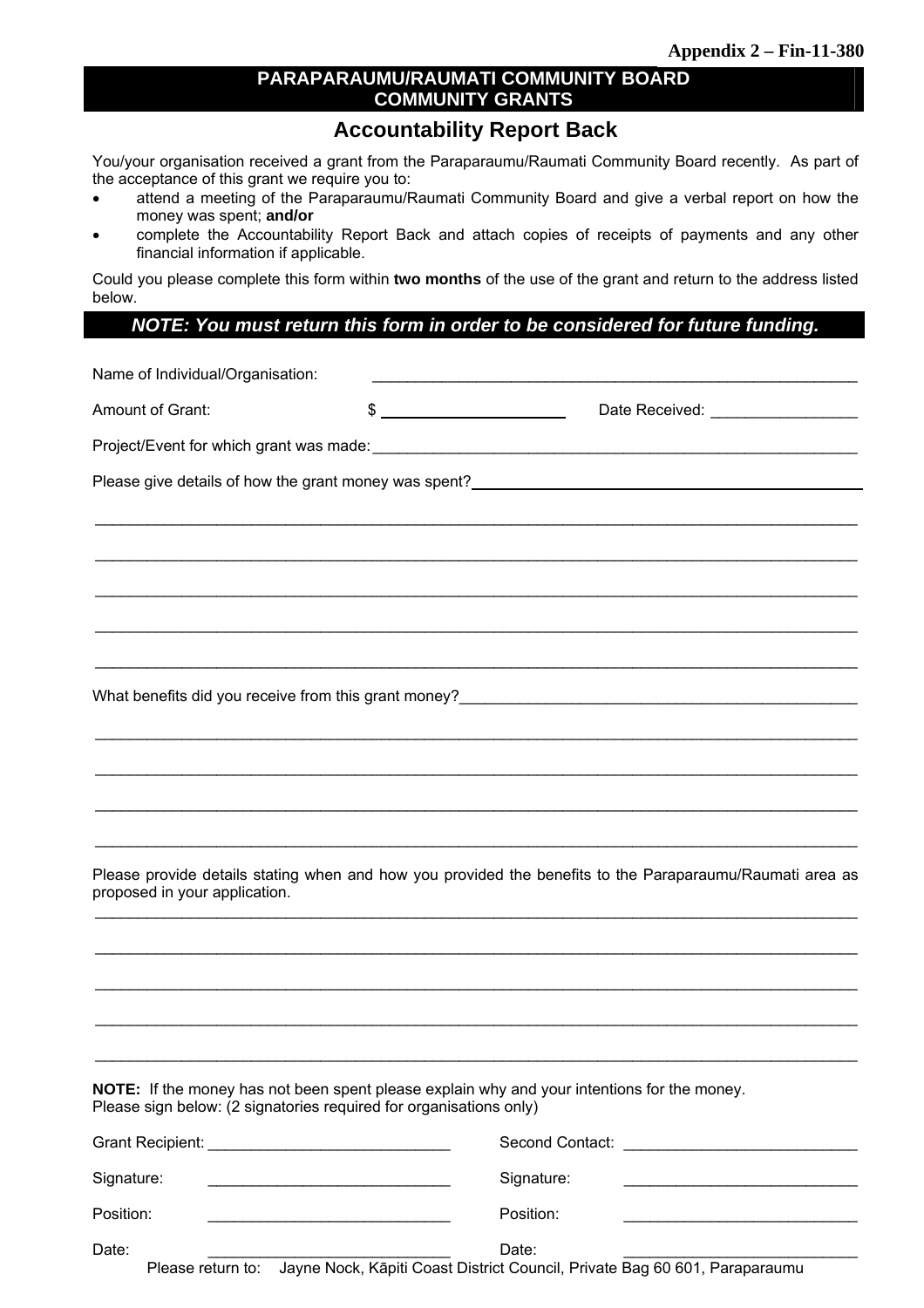Appendix 2 – Fin-11-380

# PARAPARAUMU/RAUMATI COMMUNITY BOARD COMMUNITY GRANTS

## Accountability Report Back

You/your organisation received a grant from the Paraparaumu/Raumati Community Board recently. As part of the acceptance of this grant we require you to:

- attend a meeting of the Paraparaumu/Raumati Community Board and give a verbal report on how the money was spent; **and/or**
- complete the Accountability Report Back and attach copies of receipts of payments and any other financial information if applicable.

Could you please complete this form within **two months** of the use of the grant and return to the address listed below.

***NOTE: You must return this form in order to be considered for future funding.***

Name of Individual/Organisation: ______________________________________________

Amount of Grant: $ ____________________ Date Received: ________________

Project/Event for which grant was made: ______________________________________________

Please give details of how the grant money was spent? ______________________________________________

______________________________________________

______________________________________________

______________________________________________

______________________________________________

______________________________________________

What benefits did you receive from this grant money? ______________________________________________

______________________________________________

______________________________________________

______________________________________________

______________________________________________

Please provide details stating when and how you provided the benefits to the Paraparaumu/Raumati area as proposed in your application.

______________________________________________

______________________________________________

______________________________________________

______________________________________________

______________________________________________

**NOTE:** If the money has not been spent please explain why and your intentions for the money.
Please sign below: (2 signatories required for organisations only)

| | | | |
|---|---|---|---|
| Grant Recipient: | ____________________ | Second Contact: | ____________________ |
| Signature: | ____________________ | Signature: | ____________________ |
| Position: | ____________________ | Position: | ____________________ |
| Date: | ____________________ | Date: | ____________________ |

Please return to: Jayne Nock, Kāpiti Coast District Council, Private Bag 60 601, Paraparaumu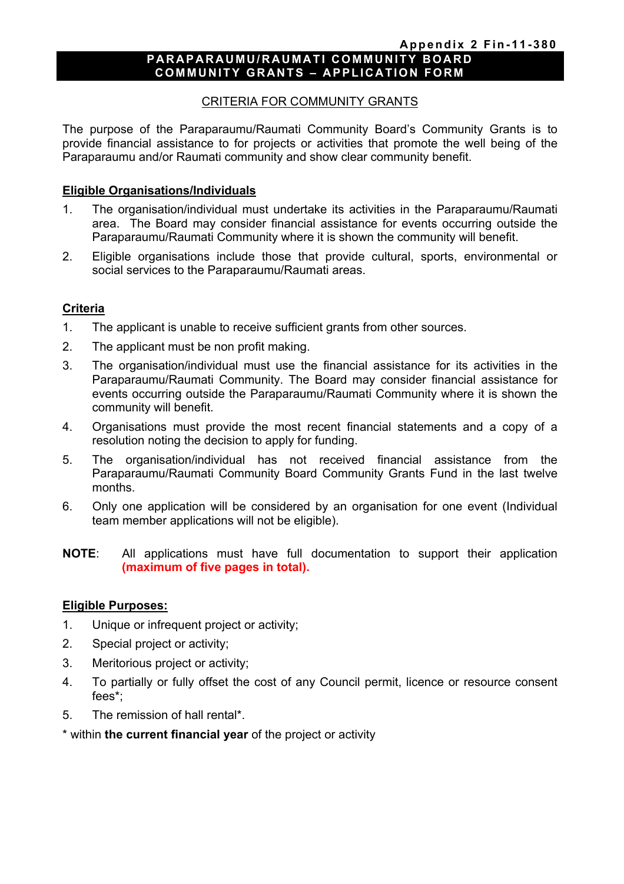Appendix 2 Fin-11-380

# PARAPARAUMU/RAUMATI COMMUNITY BOARD COMMUNITY GRANTS – APPLICATION FORM

## CRITERIA FOR COMMUNITY GRANTS

The purpose of the Paraparaumu/Raumati Community Board's Community Grants is to provide financial assistance to for projects or activities that promote the well being of the Paraparaumu and/or Raumati community and show clear community benefit.

### Eligible Organisations/Individuals

1. The organisation/individual must undertake its activities in the Paraparaumu/Raumati area. The Board may consider financial assistance for events occurring outside the Paraparaumu/Raumati Community where it is shown the community will benefit.
2. Eligible organisations include those that provide cultural, sports, environmental or social services to the Paraparaumu/Raumati areas.

### Criteria

1. The applicant is unable to receive sufficient grants from other sources.
2. The applicant must be non profit making.
3. The organisation/individual must use the financial assistance for its activities in the Paraparaumu/Raumati Community. The Board may consider financial assistance for events occurring outside the Paraparaumu/Raumati Community where it is shown the community will benefit.
4. Organisations must provide the most recent financial statements and a copy of a resolution noting the decision to apply for funding.
5. The organisation/individual has not received financial assistance from the Paraparaumu/Raumati Community Board Community Grants Fund in the last twelve months.
6. Only one application will be considered by an organisation for one event (Individual team member applications will not be eligible).

**NOTE**: All applications must have full documentation to support their application **(maximum of five pages in total).**

### Eligible Purposes:

1. Unique or infrequent project or activity;
2. Special project or activity;
3. Meritorious project or activity;
4. To partially or fully offset the cost of any Council permit, licence or resource consent fees*;
5. The remission of hall rental*.

* within **the current financial year** of the project or activity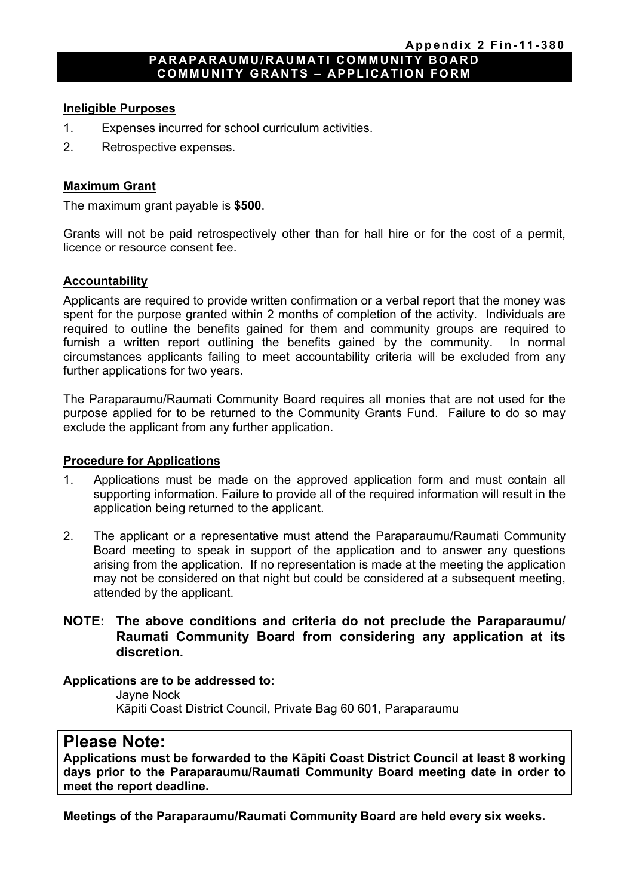**Appendix 2 Fin-11-380**

# PARAPARAUMU/RAUMATI COMMUNITY BOARD COMMUNITY GRANTS – APPLICATION FORM

## Ineligible Purposes

1. Expenses incurred for school curriculum activities.
2. Retrospective expenses.

## Maximum Grant

The maximum grant payable is **$500**.

Grants will not be paid retrospectively other than for hall hire or for the cost of a permit, licence or resource consent fee.

## Accountability

Applicants are required to provide written confirmation or a verbal report that the money was spent for the purpose granted within 2 months of completion of the activity. Individuals are required to outline the benefits gained for them and community groups are required to furnish a written report outlining the benefits gained by the community. In normal circumstances applicants failing to meet accountability criteria will be excluded from any further applications for two years.

The Paraparaumu/Raumati Community Board requires all monies that are not used for the purpose applied for to be returned to the Community Grants Fund. Failure to do so may exclude the applicant from any further application.

## Procedure for Applications

1. Applications must be made on the approved application form and must contain all supporting information. Failure to provide all of the required information will result in the application being returned to the applicant.
2. The applicant or a representative must attend the Paraparaumu/Raumati Community Board meeting to speak in support of the application and to answer any questions arising from the application. If no representation is made at the meeting the application may not be considered on that night but could be considered at a subsequent meeting, attended by the applicant.

**NOTE: The above conditions and criteria do not preclude the Paraparaumu/ Raumati Community Board from considering any application at its discretion.**

**Applications are to be addressed to:**

Jayne Nock
Kāpiti Coast District Council, Private Bag 60 601, Paraparaumu

## Please Note:

**Applications must be forwarded to the Kāpiti Coast District Council at least 8 working days prior to the Paraparaumu/Raumati Community Board meeting date in order to meet the report deadline.**

**Meetings of the Paraparaumu/Raumati Community Board are held every six weeks.**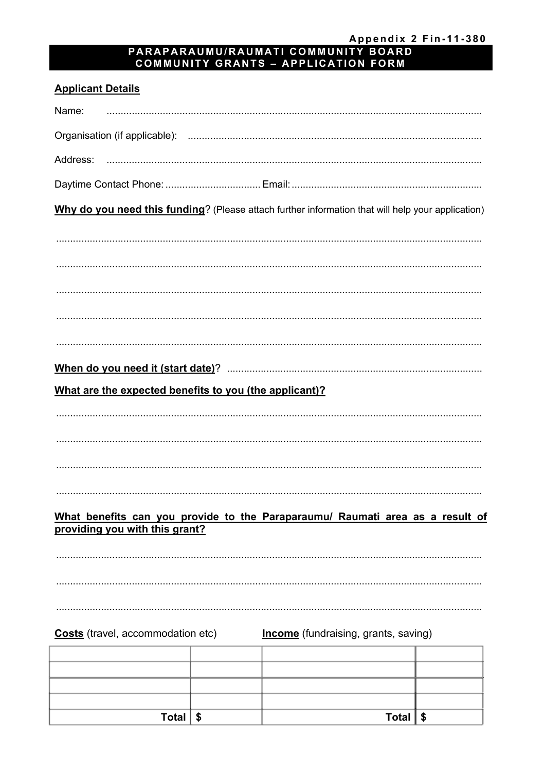Appendix 2 Fin-11-380

# PARAPARAUMU/RAUMATI COMMUNITY BOARD
# COMMUNITY GRANTS – APPLICATION FORM

**Applicant Details**

Name: ......................................................................................................................................

Organisation (if applicable): ..........................................................................................

Address: ..................................................................................................................................

Daytime Contact Phone: .................................. Email: ...................................................................

**Why do you need this funding**? (Please attach further information that will help your application)

.......................................................................................................................................................

.......................................................................................................................................................

.......................................................................................................................................................

.......................................................................................................................................................

.......................................................................................................................................................

**When do you need it (start date)**? ..........................................................................................

**What are the expected benefits to you (the applicant)?**

.......................................................................................................................................................

.......................................................................................................................................................

.......................................................................................................................................................

.......................................................................................................................................................

**What benefits can you provide to the Paraparaumu/ Raumati area as a result of providing you with this grant?**

.......................................................................................................................................................

.......................................................................................................................................................

.......................................................................................................................................................

| **Costs** (travel, accommodation etc) | | **Income** (fundraising, grants, saving) | |
|---|---|---|---|
| | | | |
| | | | |
| | | | |
| | | | |
| **Total** | **$** | **Total** | **$** |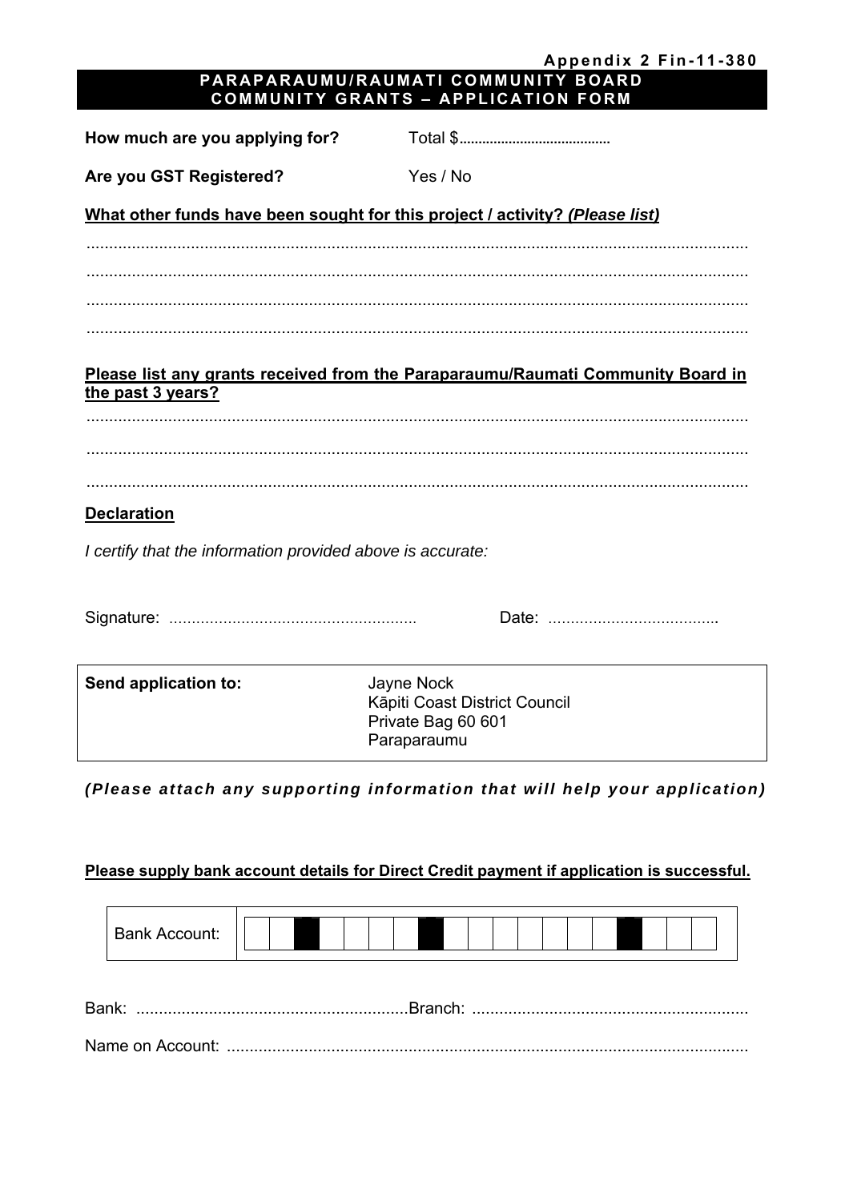Appendix 2 Fin-11-380

# PARAPARAUMU/RAUMATI COMMUNITY BOARD
## COMMUNITY GRANTS – APPLICATION FORM

**How much are you applying for?** Total $......................................

**Are you GST Registered?** Yes / No

**What other funds have been sought for this project / activity? *(Please list)***

..................................................................................................................................................

..................................................................................................................................................

..................................................................................................................................................

..................................................................................................................................................

**Please list any grants received from the Paraparaumu/Raumati Community Board in the past 3 years?**

..................................................................................................................................................

..................................................................................................................................................

..................................................................................................................................................

**Declaration**

*I certify that the information provided above is accurate:*

Signature: ...................................................... Date: .....................................

| | |
|---|---|
| **Send application to:** | Jayne Nock<br>Kāpiti Coast District Council<br>Private Bag 60 601<br>Paraparaumu |

***(Please attach any supporting information that will help your application)***

**Please supply bank account details for Direct Credit payment if application is successful.**

| | | | | | | | | | | | | | | | | | | | |
|---|---|---|---|---|---|---|---|---|---|---|---|---|---|---|---|---|---|---|---|
| Bank Account: | | | ■ | | | | | ■ | | | | | | | | ■ | | | |

Bank: ...........................................................Branch: .............................................................

Name on Account: ...................................................................................................................